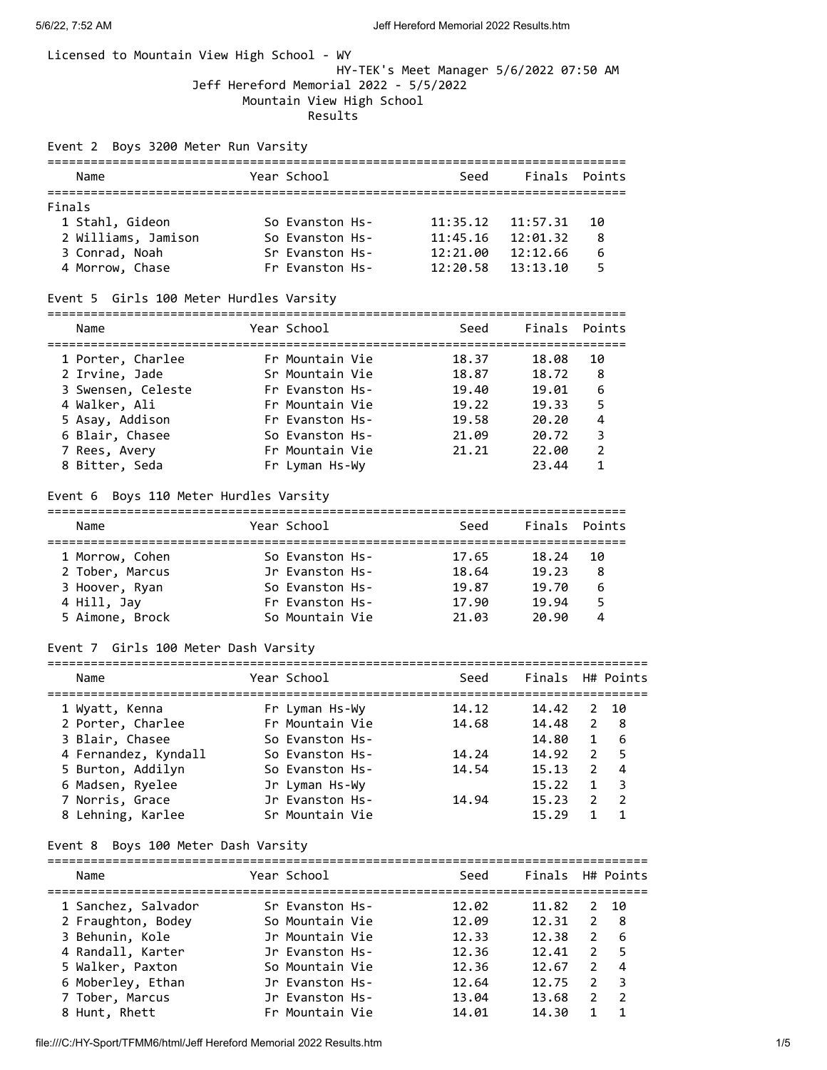Licensed to Mountain View High School - WY

HY-TEK's Meet Manager 5/6/2022 07:50 AM

# Jeff Hereford Memorial 2022 - 5/5/2022

## Mountain View High School

## Results

### Event 2 Boys 3200 Meter Run Varsity

**Finals**

| Place | Name | Year | School | Seed | Finals | Points |
|---|---|---|---|---|---|---|
| 1 | Stahl, Gideon | So | Evanston Hs- | 11:35.12 | 11:57.31 | 10 |
| 2 | Williams, Jamison | So | Evanston Hs- | 11:45.16 | 12:01.32 | 8 |
| 3 | Conrad, Noah | Sr | Evanston Hs- | 12:21.00 | 12:12.66 | 6 |
| 4 | Morrow, Chase | Fr | Evanston Hs- | 12:20.58 | 13:13.10 | 5 |

### Event 5 Girls 100 Meter Hurdles Varsity

| Place | Name | Year | School | Seed | Finals | Points |
|---|---|---|---|---|---|---|
| 1 | Porter, Charlee | Fr | Mountain Vie | 18.37 | 18.08 | 10 |
| 2 | Irvine, Jade | Sr | Mountain Vie | 18.87 | 18.72 | 8 |
| 3 | Swensen, Celeste | Fr | Evanston Hs- | 19.40 | 19.01 | 6 |
| 4 | Walker, Ali | Fr | Mountain Vie | 19.22 | 19.33 | 5 |
| 5 | Asay, Addison | Fr | Evanston Hs- | 19.58 | 20.20 | 4 |
| 6 | Blair, Chasee | So | Evanston Hs- | 21.09 | 20.72 | 3 |
| 7 | Rees, Avery | Fr | Mountain Vie | 21.21 | 22.00 | 2 |
| 8 | Bitter, Seda | Fr | Lyman Hs-Wy | | 23.44 | 1 |

### Event 6 Boys 110 Meter Hurdles Varsity

| Place | Name | Year | School | Seed | Finals | Points |
|---|---|---|---|---|---|---|
| 1 | Morrow, Cohen | So | Evanston Hs- | 17.65 | 18.24 | 10 |
| 2 | Tober, Marcus | Jr | Evanston Hs- | 18.64 | 19.23 | 8 |
| 3 | Hoover, Ryan | So | Evanston Hs- | 19.87 | 19.70 | 6 |
| 4 | Hill, Jay | Fr | Evanston Hs- | 17.90 | 19.94 | 5 |
| 5 | Aimone, Brock | So | Mountain Vie | 21.03 | 20.90 | 4 |

### Event 7 Girls 100 Meter Dash Varsity

| Place | Name | Year | School | Seed | Finals | H# | Points |
|---|---|---|---|---|---|---|---|
| 1 | Wyatt, Kenna | Fr | Lyman Hs-Wy | 14.12 | 14.42 | 2 | 10 |
| 2 | Porter, Charlee | Fr | Mountain Vie | 14.68 | 14.48 | 2 | 8 |
| 3 | Blair, Chasee | So | Evanston Hs- | | 14.80 | 1 | 6 |
| 4 | Fernandez, Kyndall | So | Evanston Hs- | 14.24 | 14.92 | 2 | 5 |
| 5 | Burton, Addilyn | So | Evanston Hs- | 14.54 | 15.13 | 2 | 4 |
| 6 | Madsen, Ryelee | Jr | Lyman Hs-Wy | | 15.22 | 1 | 3 |
| 7 | Norris, Grace | Jr | Evanston Hs- | 14.94 | 15.23 | 2 | 2 |
| 8 | Lehning, Karlee | Sr | Mountain Vie | | 15.29 | 1 | 1 |

### Event 8 Boys 100 Meter Dash Varsity

| Place | Name | Year | School | Seed | Finals | H# | Points |
|---|---|---|---|---|---|---|---|
| 1 | Sanchez, Salvador | Sr | Evanston Hs- | 12.02 | 11.82 | 2 | 10 |
| 2 | Fraughton, Bodey | So | Mountain Vie | 12.09 | 12.31 | 2 | 8 |
| 3 | Behunin, Kole | Jr | Mountain Vie | 12.33 | 12.38 | 2 | 6 |
| 4 | Randall, Karter | Jr | Evanston Hs- | 12.36 | 12.41 | 2 | 5 |
| 5 | Walker, Paxton | So | Mountain Vie | 12.36 | 12.67 | 2 | 4 |
| 6 | Moberley, Ethan | Jr | Evanston Hs- | 12.64 | 12.75 | 2 | 3 |
| 7 | Tober, Marcus | Jr | Evanston Hs- | 13.04 | 13.68 | 2 | 2 |
| 8 | Hunt, Rhett | Fr | Mountain Vie | 14.01 | 14.30 | 1 | 1 |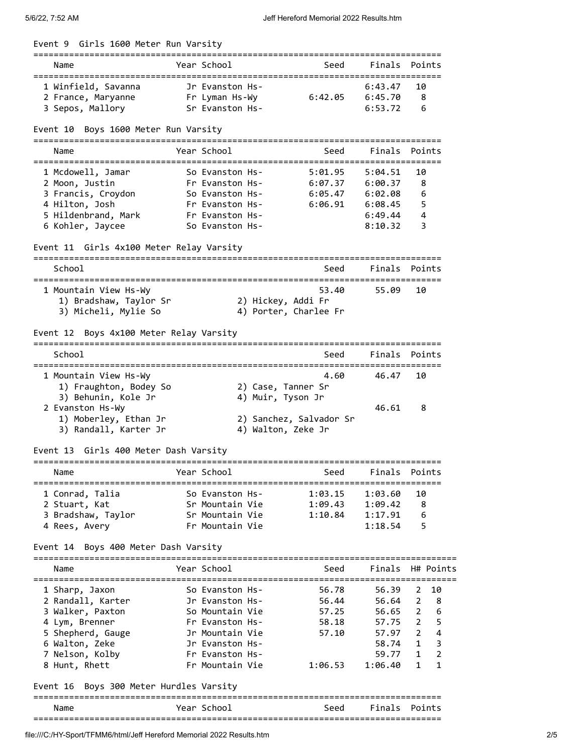## Event 9 Girls 1600 Meter Run Varsity

| Name | Year | School | Seed | Finals | Points |
|---|---|---|---|---|---|
| 1 Winfield, Savanna | Jr | Evanston Hs- | | 6:43.47 | 10 |
| 2 France, Maryanne | Fr | Lyman Hs-Wy | 6:42.05 | 6:45.70 | 8 |
| 3 Sepos, Mallory | Sr | Evanston Hs- | | 6:53.72 | 6 |

## Event 10 Boys 1600 Meter Run Varsity

| Name | Year | School | Seed | Finals | Points |
|---|---|---|---|---|---|
| 1 Mcdowell, Jamar | So | Evanston Hs- | 5:01.95 | 5:04.51 | 10 |
| 2 Moon, Justin | Fr | Evanston Hs- | 6:07.37 | 6:00.37 | 8 |
| 3 Francis, Croydon | So | Evanston Hs- | 6:05.47 | 6:02.08 | 6 |
| 4 Hilton, Josh | Fr | Evanston Hs- | 6:06.91 | 6:08.45 | 5 |
| 5 Hildenbrand, Mark | Fr | Evanston Hs- | | 6:49.44 | 4 |
| 6 Kohler, Jaycee | So | Evanston Hs- | | 8:10.32 | 3 |

## Event 11 Girls 4x100 Meter Relay Varsity

| School | Seed | Finals | Points |
|---|---|---|---|
| 1 Mountain View Hs-Wy | 53.40 | 55.09 | 10 |
| 1) Bradshaw, Taylor Sr; 2) Hickey, Addi Fr; 3) Micheli, Mylie So; 4) Porter, Charlee Fr | | | |

## Event 12 Boys 4x100 Meter Relay Varsity

| School | Seed | Finals | Points |
|---|---|---|---|
| 1 Mountain View Hs-Wy | 4.60 | 46.47 | 10 |
| 1) Fraughton, Bodey So; 2) Case, Tanner Sr; 3) Behunin, Kole Jr; 4) Muir, Tyson Jr | | | |
| 2 Evanston Hs-Wy | | 46.61 | 8 |
| 1) Moberley, Ethan Jr; 2) Sanchez, Salvador Sr; 3) Randall, Karter Jr; 4) Walton, Zeke Jr | | | |

## Event 13 Girls 400 Meter Dash Varsity

| Name | Year | School | Seed | Finals | Points |
|---|---|---|---|---|---|
| 1 Conrad, Talia | So | Evanston Hs- | 1:03.15 | 1:03.60 | 10 |
| 2 Stuart, Kat | Sr | Mountain Vie | 1:09.43 | 1:09.42 | 8 |
| 3 Bradshaw, Taylor | Sr | Mountain Vie | 1:10.84 | 1:17.91 | 6 |
| 4 Rees, Avery | Fr | Mountain Vie | | 1:18.54 | 5 |

## Event 14 Boys 400 Meter Dash Varsity

| Name | Year | School | Seed | Finals | H# | Points |
|---|---|---|---|---|---|---|
| 1 Sharp, Jaxon | So | Evanston Hs- | 56.78 | 56.39 | 2 | 10 |
| 2 Randall, Karter | Jr | Evanston Hs- | 56.44 | 56.64 | 2 | 8 |
| 3 Walker, Paxton | So | Mountain Vie | 57.25 | 56.65 | 2 | 6 |
| 4 Lym, Brenner | Fr | Evanston Hs- | 58.18 | 57.75 | 2 | 5 |
| 5 Shepherd, Gauge | Jr | Mountain Vie | 57.10 | 57.97 | 2 | 4 |
| 6 Walton, Zeke | Jr | Evanston Hs- | | 58.74 | 1 | 3 |
| 7 Nelson, Kolby | Fr | Evanston Hs- | | 59.77 | 1 | 2 |
| 8 Hunt, Rhett | Fr | Mountain Vie | 1:06.53 | 1:06.40 | 1 | 1 |

## Event 16 Boys 300 Meter Hurdles Varsity

| Name | Year | School | Seed | Finals | Points |
|---|---|---|---|---|---|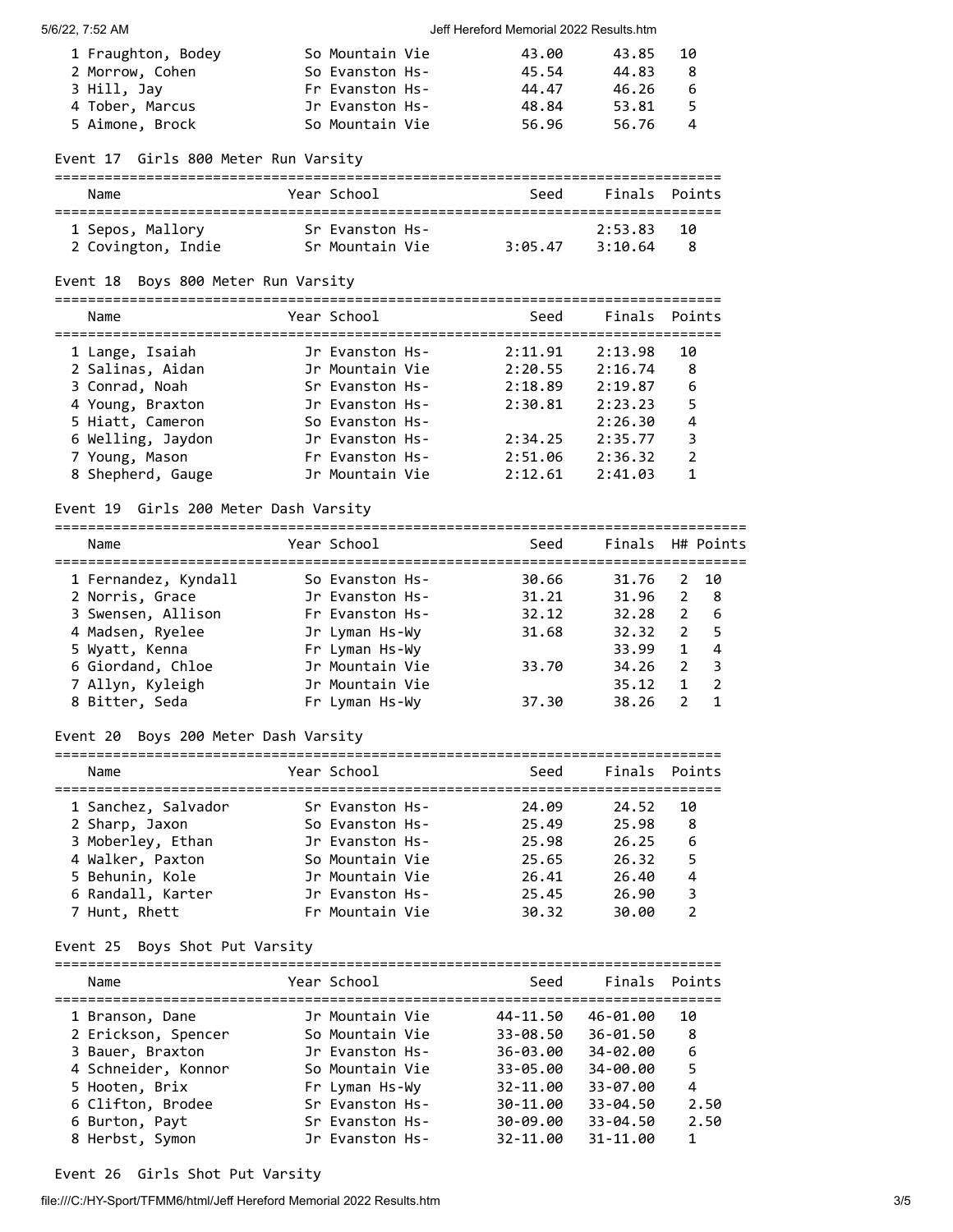| Name | Year | School | Seed | Finals | Points |
|---|---|---|---|---|---|
| 1 Fraughton, Bodey | So | Mountain Vie | 43.00 | 43.85 | 10 |
| 2 Morrow, Cohen | So | Evanston Hs- | 45.54 | 44.83 | 8 |
| 3 Hill, Jay | Fr | Evanston Hs- | 44.47 | 46.26 | 6 |
| 4 Tober, Marcus | Jr | Evanston Hs- | 48.84 | 53.81 | 5 |
| 5 Aimone, Brock | So | Mountain Vie | 56.96 | 56.76 | 4 |

### Event 17 Girls 800 Meter Run Varsity

| Name | Year | School | Seed | Finals | Points |
|---|---|---|---|---|---|
| 1 Sepos, Mallory | Sr | Evanston Hs- | | 2:53.83 | 10 |
| 2 Covington, Indie | Sr | Mountain Vie | 3:05.47 | 3:10.64 | 8 |

### Event 18 Boys 800 Meter Run Varsity

| Name | Year | School | Seed | Finals | Points |
|---|---|---|---|---|---|
| 1 Lange, Isaiah | Jr | Evanston Hs- | 2:11.91 | 2:13.98 | 10 |
| 2 Salinas, Aidan | Jr | Mountain Vie | 2:20.55 | 2:16.74 | 8 |
| 3 Conrad, Noah | Sr | Evanston Hs- | 2:18.89 | 2:19.87 | 6 |
| 4 Young, Braxton | Jr | Evanston Hs- | 2:30.81 | 2:23.23 | 5 |
| 5 Hiatt, Cameron | So | Evanston Hs- | | 2:26.30 | 4 |
| 6 Welling, Jaydon | Jr | Evanston Hs- | 2:34.25 | 2:35.77 | 3 |
| 7 Young, Mason | Fr | Evanston Hs- | 2:51.06 | 2:36.32 | 2 |
| 8 Shepherd, Gauge | Jr | Mountain Vie | 2:12.61 | 2:41.03 | 1 |

### Event 19 Girls 200 Meter Dash Varsity

| Name | Year | School | Seed | Finals | H# | Points |
|---|---|---|---|---|---|---|
| 1 Fernandez, Kyndall | So | Evanston Hs- | 30.66 | 31.76 | 2 | 10 |
| 2 Norris, Grace | Jr | Evanston Hs- | 31.21 | 31.96 | 2 | 8 |
| 3 Swensen, Allison | Fr | Evanston Hs- | 32.12 | 32.28 | 2 | 6 |
| 4 Madsen, Ryelee | Jr | Lyman Hs-Wy | 31.68 | 32.32 | 2 | 5 |
| 5 Wyatt, Kenna | Fr | Lyman Hs-Wy | | 33.99 | 1 | 4 |
| 6 Giordand, Chloe | Jr | Mountain Vie | 33.70 | 34.26 | 2 | 3 |
| 7 Allyn, Kyleigh | Jr | Mountain Vie | | 35.12 | 1 | 2 |
| 8 Bitter, Seda | Fr | Lyman Hs-Wy | 37.30 | 38.26 | 2 | 1 |

### Event 20 Boys 200 Meter Dash Varsity

| Name | Year | School | Seed | Finals | Points |
|---|---|---|---|---|---|
| 1 Sanchez, Salvador | Sr | Evanston Hs- | 24.09 | 24.52 | 10 |
| 2 Sharp, Jaxon | So | Evanston Hs- | 25.49 | 25.98 | 8 |
| 3 Moberley, Ethan | Jr | Evanston Hs- | 25.98 | 26.25 | 6 |
| 4 Walker, Paxton | So | Mountain Vie | 25.65 | 26.32 | 5 |
| 5 Behunin, Kole | Jr | Mountain Vie | 26.41 | 26.40 | 4 |
| 6 Randall, Karter | Jr | Evanston Hs- | 25.45 | 26.90 | 3 |
| 7 Hunt, Rhett | Fr | Mountain Vie | 30.32 | 30.00 | 2 |

### Event 25 Boys Shot Put Varsity

| Name | Year | School | Seed | Finals | Points |
|---|---|---|---|---|---|
| 1 Branson, Dane | Jr | Mountain Vie | 44-11.50 | 46-01.00 | 10 |
| 2 Erickson, Spencer | So | Mountain Vie | 33-08.50 | 36-01.50 | 8 |
| 3 Bauer, Braxton | Jr | Evanston Hs- | 36-03.00 | 34-02.00 | 6 |
| 4 Schneider, Konnor | So | Mountain Vie | 33-05.00 | 34-00.00 | 5 |
| 5 Hooten, Brix | Fr | Lyman Hs-Wy | 32-11.00 | 33-07.00 | 4 |
| 6 Clifton, Brodee | Sr | Evanston Hs- | 30-11.00 | 33-04.50 | 2.50 |
| 6 Burton, Payt | Sr | Evanston Hs- | 30-09.00 | 33-04.50 | 2.50 |
| 8 Herbst, Symon | Jr | Evanston Hs- | 32-11.00 | 31-11.00 | 1 |

### Event 26 Girls Shot Put Varsity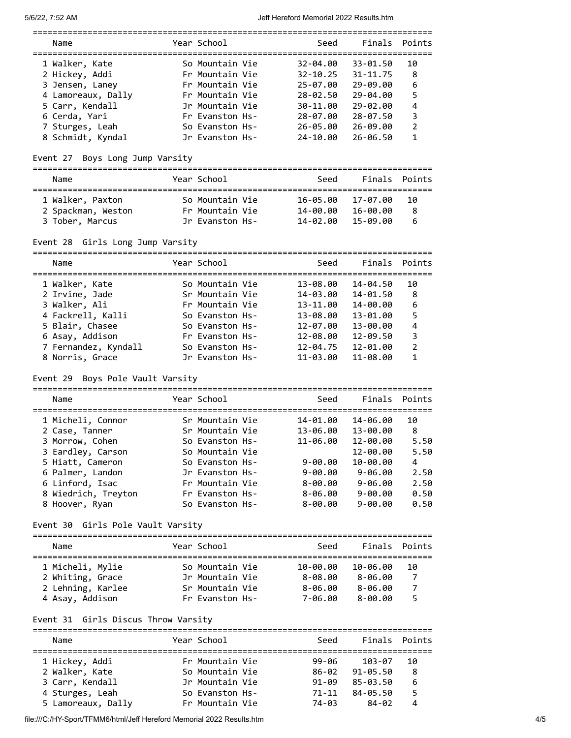| Name | Year | School | Seed | Finals | Points |
|---|---|---|---|---|---|
| 1 Walker, Kate | So | Mountain Vie | 32-04.00 | 33-01.50 | 10 |
| 2 Hickey, Addi | Fr | Mountain Vie | 32-10.25 | 31-11.75 | 8 |
| 3 Jensen, Laney | Fr | Mountain Vie | 25-07.00 | 29-09.00 | 6 |
| 4 Lamoreaux, Dally | Fr | Mountain Vie | 28-02.50 | 29-04.00 | 5 |
| 5 Carr, Kendall | Jr | Mountain Vie | 30-11.00 | 29-02.00 | 4 |
| 6 Cerda, Yari | Fr | Evanston Hs- | 28-07.00 | 28-07.50 | 3 |
| 7 Sturges, Leah | So | Evanston Hs- | 26-05.00 | 26-09.00 | 2 |
| 8 Schmidt, Kyndal | Jr | Evanston Hs- | 24-10.00 | 26-06.50 | 1 |

## Event 27 Boys Long Jump Varsity

| Name | Year | School | Seed | Finals | Points |
|---|---|---|---|---|---|
| 1 Walker, Paxton | So | Mountain Vie | 16-05.00 | 17-07.00 | 10 |
| 2 Spackman, Weston | Fr | Mountain Vie | 14-00.00 | 16-00.00 | 8 |
| 3 Tober, Marcus | Jr | Evanston Hs- | 14-02.00 | 15-09.00 | 6 |

## Event 28 Girls Long Jump Varsity

| Name | Year | School | Seed | Finals | Points |
|---|---|---|---|---|---|
| 1 Walker, Kate | So | Mountain Vie | 13-08.00 | 14-04.50 | 10 |
| 2 Irvine, Jade | Sr | Mountain Vie | 14-03.00 | 14-01.50 | 8 |
| 3 Walker, Ali | Fr | Mountain Vie | 13-11.00 | 14-00.00 | 6 |
| 4 Fackrell, Kalli | So | Evanston Hs- | 13-08.00 | 13-01.00 | 5 |
| 5 Blair, Chasee | So | Evanston Hs- | 12-07.00 | 13-00.00 | 4 |
| 6 Asay, Addison | Fr | Evanston Hs- | 12-08.00 | 12-09.50 | 3 |
| 7 Fernandez, Kyndall | So | Evanston Hs- | 12-04.75 | 12-01.00 | 2 |
| 8 Norris, Grace | Jr | Evanston Hs- | 11-03.00 | 11-08.00 | 1 |

## Event 29 Boys Pole Vault Varsity

| Name | Year | School | Seed | Finals | Points |
|---|---|---|---|---|---|
| 1 Micheli, Connor | Sr | Mountain Vie | 14-01.00 | 14-06.00 | 10 |
| 2 Case, Tanner | Sr | Mountain Vie | 13-06.00 | 13-00.00 | 8 |
| 3 Morrow, Cohen | So | Evanston Hs- | 11-06.00 | 12-00.00 | 5.50 |
| 3 Eardley, Carson | So | Mountain Vie | | 12-00.00 | 5.50 |
| 5 Hiatt, Cameron | So | Evanston Hs- | 9-00.00 | 10-00.00 | 4 |
| 6 Palmer, Landon | Jr | Evanston Hs- | 9-00.00 | 9-06.00 | 2.50 |
| 6 Linford, Isac | Fr | Mountain Vie | 8-00.00 | 9-06.00 | 2.50 |
| 8 Wiedrich, Treyton | Fr | Evanston Hs- | 8-06.00 | 9-00.00 | 0.50 |
| 8 Hoover, Ryan | So | Evanston Hs- | 8-00.00 | 9-00.00 | 0.50 |

## Event 30 Girls Pole Vault Varsity

| Name | Year | School | Seed | Finals | Points |
|---|---|---|---|---|---|
| 1 Micheli, Mylie | So | Mountain Vie | 10-00.00 | 10-06.00 | 10 |
| 2 Whiting, Grace | Jr | Mountain Vie | 8-08.00 | 8-06.00 | 7 |
| 2 Lehning, Karlee | Sr | Mountain Vie | 8-06.00 | 8-06.00 | 7 |
| 4 Asay, Addison | Fr | Evanston Hs- | 7-06.00 | 8-00.00 | 5 |

## Event 31 Girls Discus Throw Varsity

| Name | Year | School | Seed | Finals | Points |
|---|---|---|---|---|---|
| 1 Hickey, Addi | Fr | Mountain Vie | 99-06 | 103-07 | 10 |
| 2 Walker, Kate | So | Mountain Vie | 86-02 | 91-05.50 | 8 |
| 3 Carr, Kendall | Jr | Mountain Vie | 91-09 | 85-03.50 | 6 |
| 4 Sturges, Leah | So | Evanston Hs- | 71-11 | 84-05.50 | 5 |
| 5 Lamoreaux, Dally | Fr | Mountain Vie | 74-03 | 84-02 | 4 |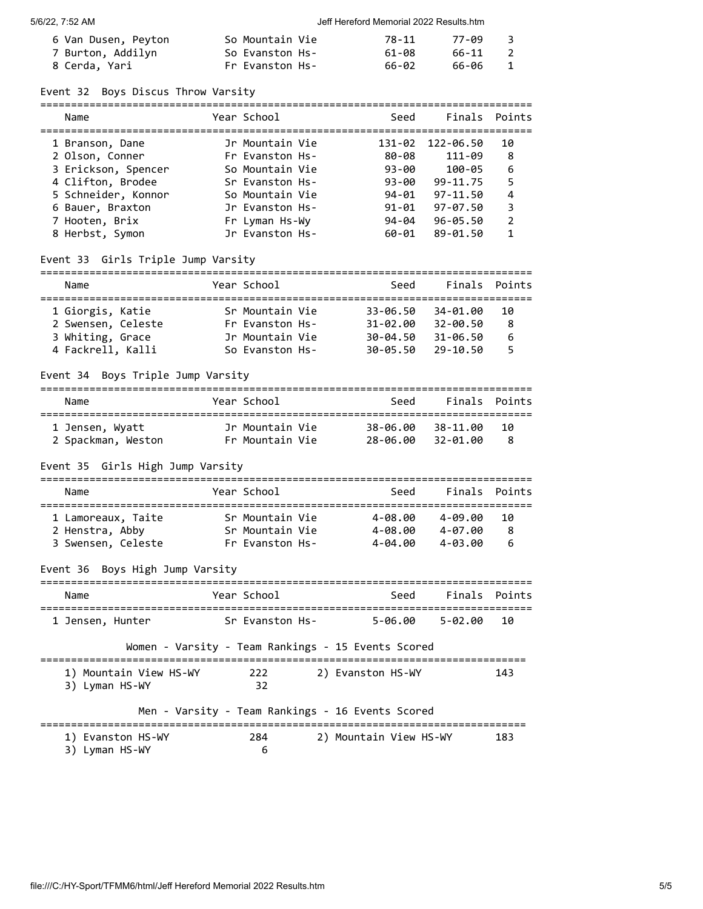| | | | | | | |
|---|---|---|---|---|---|---|
| 6 | Van Dusen, Peyton | So | Mountain Vie | 78-11 | 77-09 | 3 |
| 7 | Burton, Addilyn | So | Evanston Hs- | 61-08 | 66-11 | 2 |
| 8 | Cerda, Yari | Fr | Evanston Hs- | 66-02 | 66-06 | 1 |

## Event 32 Boys Discus Throw Varsity

| | Name | Year | School | Seed | Finals | Points |
|---|---|---|---|---|---|---|
| 1 | Branson, Dane | Jr | Mountain Vie | 131-02 | 122-06.50 | 10 |
| 2 | Olson, Conner | Fr | Evanston Hs- | 80-08 | 111-09 | 8 |
| 3 | Erickson, Spencer | So | Mountain Vie | 93-00 | 100-05 | 6 |
| 4 | Clifton, Brodee | Sr | Evanston Hs- | 93-00 | 99-11.75 | 5 |
| 5 | Schneider, Konnor | So | Mountain Vie | 94-01 | 97-11.50 | 4 |
| 6 | Bauer, Braxton | Jr | Evanston Hs- | 91-01 | 97-07.50 | 3 |
| 7 | Hooten, Brix | Fr | Lyman Hs-Wy | 94-04 | 96-05.50 | 2 |
| 8 | Herbst, Symon | Jr | Evanston Hs- | 60-01 | 89-01.50 | 1 |

## Event 33 Girls Triple Jump Varsity

| | Name | Year | School | Seed | Finals | Points |
|---|---|---|---|---|---|---|
| 1 | Giorgis, Katie | Sr | Mountain Vie | 33-06.50 | 34-01.00 | 10 |
| 2 | Swensen, Celeste | Fr | Evanston Hs- | 31-02.00 | 32-00.50 | 8 |
| 3 | Whiting, Grace | Jr | Mountain Vie | 30-04.50 | 31-06.50 | 6 |
| 4 | Fackrell, Kalli | So | Evanston Hs- | 30-05.50 | 29-10.50 | 5 |

## Event 34 Boys Triple Jump Varsity

| | Name | Year | School | Seed | Finals | Points |
|---|---|---|---|---|---|---|
| 1 | Jensen, Wyatt | Jr | Mountain Vie | 38-06.00 | 38-11.00 | 10 |
| 2 | Spackman, Weston | Fr | Mountain Vie | 28-06.00 | 32-01.00 | 8 |

## Event 35 Girls High Jump Varsity

| | Name | Year | School | Seed | Finals | Points |
|---|---|---|---|---|---|---|
| 1 | Lamoreaux, Taite | Sr | Mountain Vie | 4-08.00 | 4-09.00 | 10 |
| 2 | Henstra, Abby | Sr | Mountain Vie | 4-08.00 | 4-07.00 | 8 |
| 3 | Swensen, Celeste | Fr | Evanston Hs- | 4-04.00 | 4-03.00 | 6 |

## Event 36 Boys High Jump Varsity

| | Name | Year | School | Seed | Finals | Points |
|---|---|---|---|---|---|---|
| 1 | Jensen, Hunter | Sr | Evanston Hs- | 5-06.00 | 5-02.00 | 10 |

### Women - Varsity - Team Rankings - 15 Events Scored

| | | | |
|---|---|---|---|
| 1) Mountain View HS-WY | 222 | 2) Evanston HS-WY | 143 |
| 3) Lyman HS-WY | 32 | | |

### Men - Varsity - Team Rankings - 16 Events Scored

| | | | |
|---|---|---|---|
| 1) Evanston HS-WY | 284 | 2) Mountain View HS-WY | 183 |
| 3) Lyman HS-WY | 6 | | |